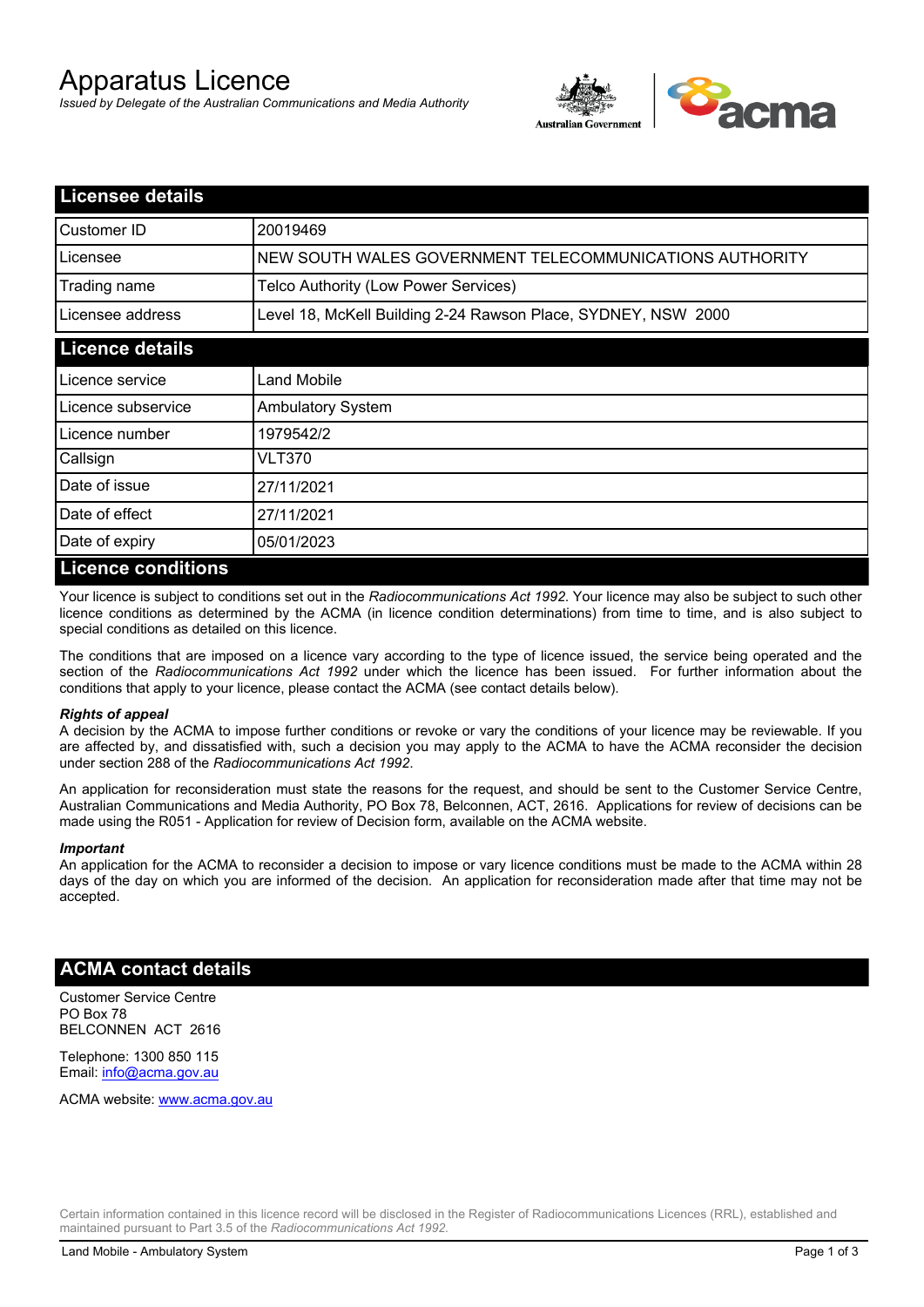# Apparatus Licence

*Issued by Delegate of the Australian Communications and Media Authority*

## Licensee details

| | |
|---|---|
| Customer ID | 20019469 |
| Licensee | NEW SOUTH WALES GOVERNMENT TELECOMMUNICATIONS AUTHORITY |
| Trading name | Telco Authority (Low Power Services) |
| Licensee address | Level 18, McKell Building 2-24 Rawson Place, SYDNEY, NSW 2000 |

## Licence details

| | |
|---|---|
| Licence service | Land Mobile |
| Licence subservice | Ambulatory System |
| Licence number | 1979542/2 |
| Callsign | VLT370 |
| Date of issue | 27/11/2021 |
| Date of effect | 27/11/2021 |
| Date of expiry | 05/01/2023 |

## Licence conditions

Your licence is subject to conditions set out in the *Radiocommunications Act 1992*. Your licence may also be subject to such other licence conditions as determined by the ACMA (in licence condition determinations) from time to time, and is also subject to special conditions as detailed on this licence.

The conditions that are imposed on a licence vary according to the type of licence issued, the service being operated and the section of the *Radiocommunications Act 1992* under which the licence has been issued. For further information about the conditions that apply to your licence, please contact the ACMA (see contact details below).

***Rights of appeal***

A decision by the ACMA to impose further conditions or revoke or vary the conditions of your licence may be reviewable. If you are affected by, and dissatisfied with, such a decision you may apply to the ACMA to have the ACMA reconsider the decision under section 288 of the *Radiocommunications Act 1992*.

An application for reconsideration must state the reasons for the request, and should be sent to the Customer Service Centre, Australian Communications and Media Authority, PO Box 78, Belconnen, ACT, 2616. Applications for review of decisions can be made using the R051 - Application for review of Decision form, available on the ACMA website.

***Important***

An application for the ACMA to reconsider a decision to impose or vary licence conditions must be made to the ACMA within 28 days of the day on which you are informed of the decision. An application for reconsideration made after that time may not be accepted.

## ACMA contact details

Customer Service Centre
PO Box 78
BELCONNEN ACT 2616

Telephone: 1300 850 115
Email: info@acma.gov.au

ACMA website: www.acma.gov.au

Certain information contained in this licence record will be disclosed in the Register of Radiocommunications Licences (RRL), established and maintained pursuant to Part 3.5 of the *Radiocommunications Act 1992.*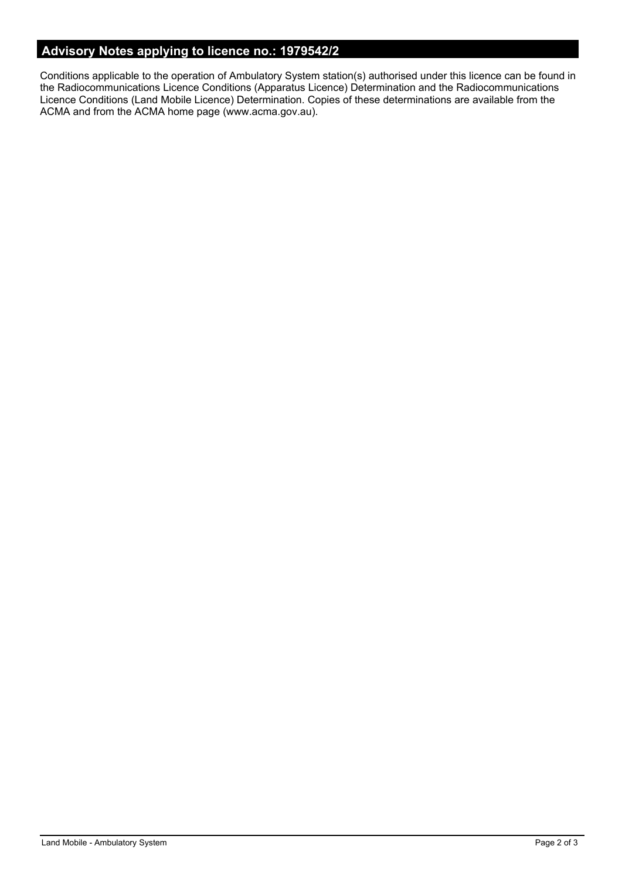## Advisory Notes applying to licence no.: 1979542/2

Conditions applicable to the operation of Ambulatory System station(s) authorised under this licence can be found in the Radiocommunications Licence Conditions (Apparatus Licence) Determination and the Radiocommunications Licence Conditions (Land Mobile Licence) Determination. Copies of these determinations are available from the ACMA and from the ACMA home page (www.acma.gov.au).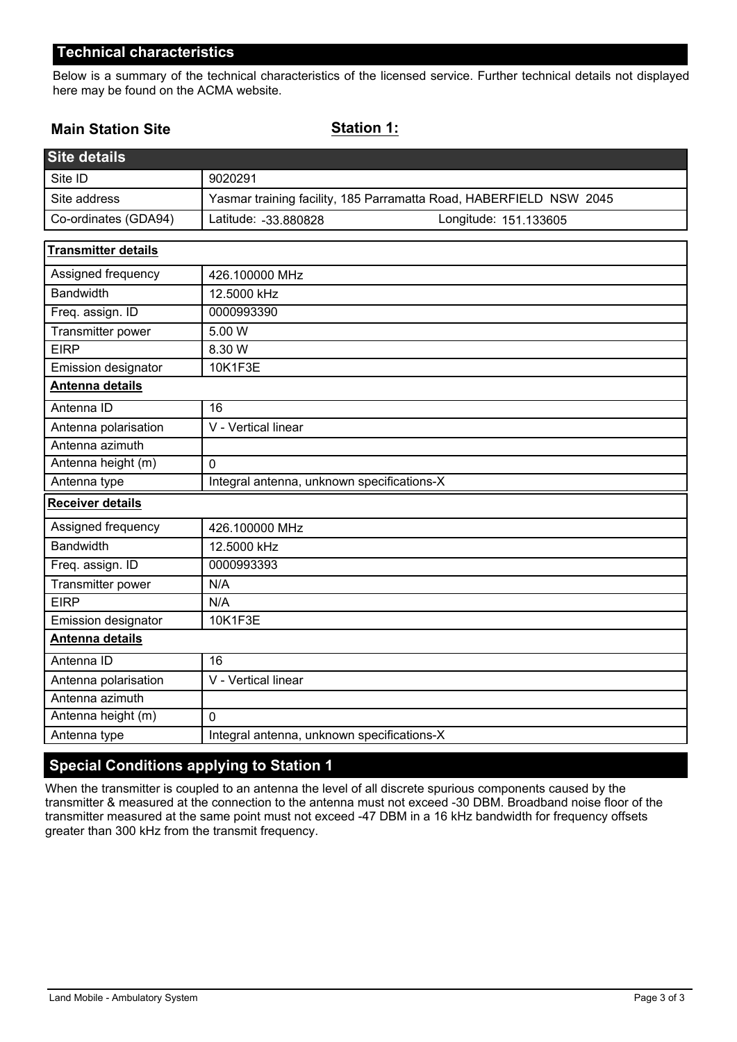## Technical characteristics

Below is a summary of the technical characteristics of the licensed service. Further technical details not displayed here may be found on the ACMA website.

**Main Station Site** **Station 1:**

| Site details | |
|---|---|
| Site ID | 9020291 |
| Site address | Yasmar training facility, 185 Parramatta Road, HABERFIELD NSW 2045 |
| Co-ordinates (GDA94) | Latitude: -33.880828 Longitude: 151.133605 |

| Transmitter details | |
|---|---|
| Assigned frequency | 426.100000 MHz |
| Bandwidth | 12.5000 kHz |
| Freq. assign. ID | 0000993390 |
| Transmitter power | 5.00 W |
| EIRP | 8.30 W |
| Emission designator | 10K1F3E |
| **Antenna details** | |
| Antenna ID | 16 |
| Antenna polarisation | V - Vertical linear |
| Antenna azimuth | |
| Antenna height (m) | 0 |
| Antenna type | Integral antenna, unknown specifications-X |

| Receiver details | |
|---|---|
| Assigned frequency | 426.100000 MHz |
| Bandwidth | 12.5000 kHz |
| Freq. assign. ID | 0000993393 |
| Transmitter power | N/A |
| EIRP | N/A |
| Emission designator | 10K1F3E |
| **Antenna details** | |
| Antenna ID | 16 |
| Antenna polarisation | V - Vertical linear |
| Antenna azimuth | |
| Antenna height (m) | 0 |
| Antenna type | Integral antenna, unknown specifications-X |

## Special Conditions applying to Station 1

When the transmitter is coupled to an antenna the level of all discrete spurious components caused by the transmitter & measured at the connection to the antenna must not exceed -30 DBM. Broadband noise floor of the transmitter measured at the same point must not exceed -47 DBM in a 16 kHz bandwidth for frequency offsets greater than 300 kHz from the transmit frequency.